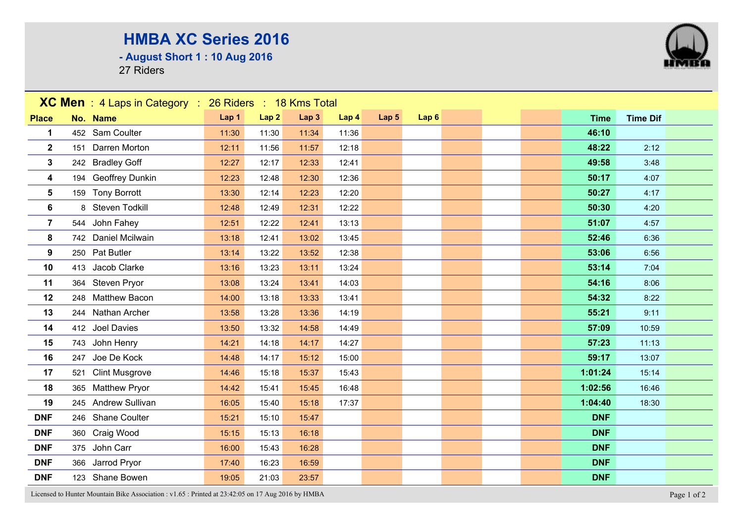# HMBA XC Series 2016

## - August Short 1 : 10 Aug 2016

27 Riders

**XC Men** : 4 Laps in Category : 26 Riders : 18 Kms Total

| Place | No. | Name | Lap 1 | Lap 2 | Lap 3 | Lap 4 | Lap 5 | Lap 6 | Time | Time Dif |
|---|---|---|---|---|---|---|---|---|---|---|
| **1** | 452 | Sam Coulter | 11:30 | 11:30 | 11:34 | 11:36 | | | **46:10** | |
| **2** | 151 | Darren Morton | 12:11 | 11:56 | 11:57 | 12:18 | | | **48:22** | 2:12 |
| **3** | 242 | Bradley Goff | 12:27 | 12:17 | 12:33 | 12:41 | | | **49:58** | 3:48 |
| **4** | 194 | Geoffrey Dunkin | 12:23 | 12:48 | 12:30 | 12:36 | | | **50:17** | 4:07 |
| **5** | 159 | Tony Borrott | 13:30 | 12:14 | 12:23 | 12:20 | | | **50:27** | 4:17 |
| **6** | 8 | Steven Todkill | 12:48 | 12:49 | 12:31 | 12:22 | | | **50:30** | 4:20 |
| **7** | 544 | John Fahey | 12:51 | 12:22 | 12:41 | 13:13 | | | **51:07** | 4:57 |
| **8** | 742 | Daniel Mcilwain | 13:18 | 12:41 | 13:02 | 13:45 | | | **52:46** | 6:36 |
| **9** | 250 | Pat Butler | 13:14 | 13:22 | 13:52 | 12:38 | | | **53:06** | 6:56 |
| **10** | 413 | Jacob Clarke | 13:16 | 13:23 | 13:11 | 13:24 | | | **53:14** | 7:04 |
| **11** | 364 | Steven Pryor | 13:08 | 13:24 | 13:41 | 14:03 | | | **54:16** | 8:06 |
| **12** | 248 | Matthew Bacon | 14:00 | 13:18 | 13:33 | 13:41 | | | **54:32** | 8:22 |
| **13** | 244 | Nathan Archer | 13:58 | 13:28 | 13:36 | 14:19 | | | **55:21** | 9:11 |
| **14** | 412 | Joel Davies | 13:50 | 13:32 | 14:58 | 14:49 | | | **57:09** | 10:59 |
| **15** | 743 | John Henry | 14:21 | 14:18 | 14:17 | 14:27 | | | **57:23** | 11:13 |
| **16** | 247 | Joe De Kock | 14:48 | 14:17 | 15:12 | 15:00 | | | **59:17** | 13:07 |
| **17** | 521 | Clint Musgrove | 14:46 | 15:18 | 15:37 | 15:43 | | | **1:01:24** | 15:14 |
| **18** | 365 | Matthew Pryor | 14:42 | 15:41 | 15:45 | 16:48 | | | **1:02:56** | 16:46 |
| **19** | 245 | Andrew Sullivan | 16:05 | 15:40 | 15:18 | 17:37 | | | **1:04:40** | 18:30 |
| **DNF** | 246 | Shane Coulter | 15:21 | 15:10 | 15:47 | | | | **DNF** | |
| **DNF** | 360 | Craig Wood | 15:15 | 15:13 | 16:18 | | | | **DNF** | |
| **DNF** | 375 | John Carr | 16:00 | 15:43 | 16:28 | | | | **DNF** | |
| **DNF** | 366 | Jarrod Pryor | 17:40 | 16:23 | 16:59 | | | | **DNF** | |
| **DNF** | 123 | Shane Bowen | 19:05 | 21:03 | 23:57 | | | | **DNF** | |

Licensed to Hunter Mountain Bike Association : v1.65 : Printed at 23:42:05 on 17 Aug 2016 by HMBA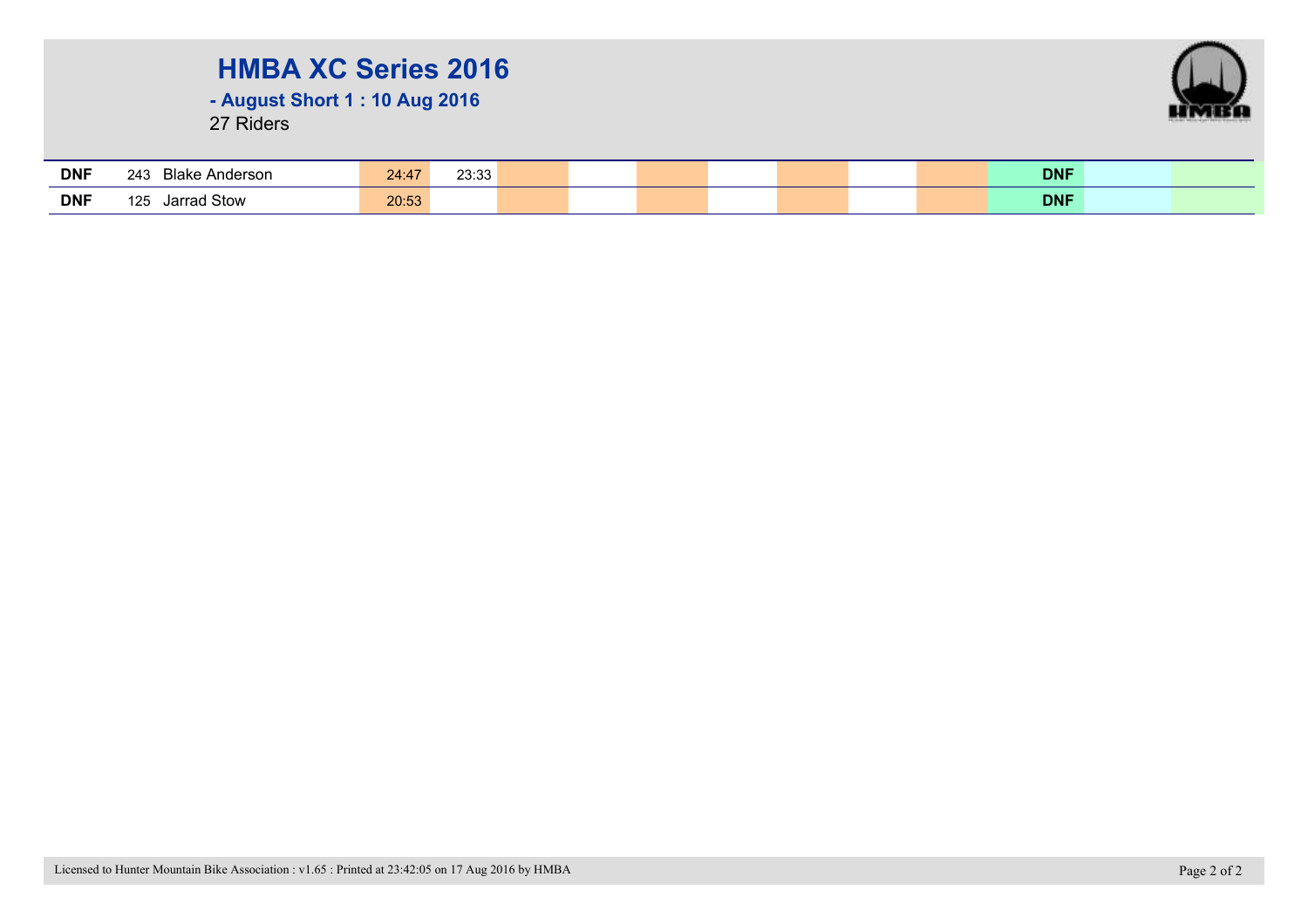# HMBA XC Series 2016

## - August Short 1 : 10 Aug 2016

27 Riders

| | | | | | | | | | | | | | | |
|---|---|---|---|---|---|---|---|---|---|---|---|---|---|---|
| **DNF** | 243 | Blake Anderson | 24:47 | 23:33 | | | | | | | | **DNF** | | |
| **DNF** | 125 | Jarrad Stow | 20:53 | | | | | | | | | **DNF** | | |

Licensed to Hunter Mountain Bike Association : v1.65 : Printed at 23:42:05 on 17 Aug 2016 by HMBA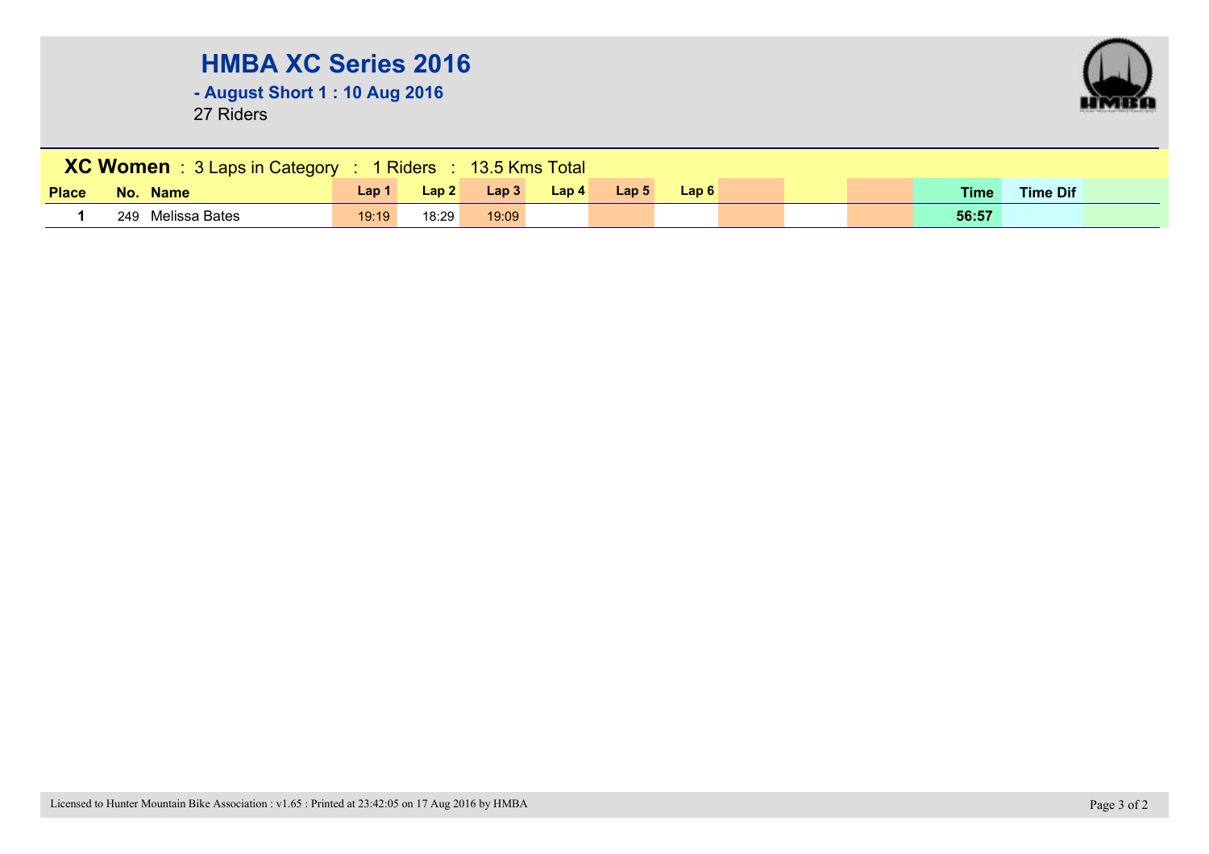# HMBA XC Series 2016

**- August Short 1 : 10 Aug 2016**

27 Riders

**XC Women** : 3 Laps in Category : 1 Riders : 13.5 Kms Total

| Place | No. | Name | Lap 1 | Lap 2 | Lap 3 | Lap 4 | Lap 5 | Lap 6 | | | | Time | Time Dif | |
|---|---|---|---|---|---|---|---|---|---|---|---|---|---|---|
| 1 | 249 | Melissa Bates | 19:19 | 18:29 | 19:09 | | | | | | | 56:57 | | |

Licensed to Hunter Mountain Bike Association : v1.65 : Printed at 23:42:05 on 17 Aug 2016 by HMBA